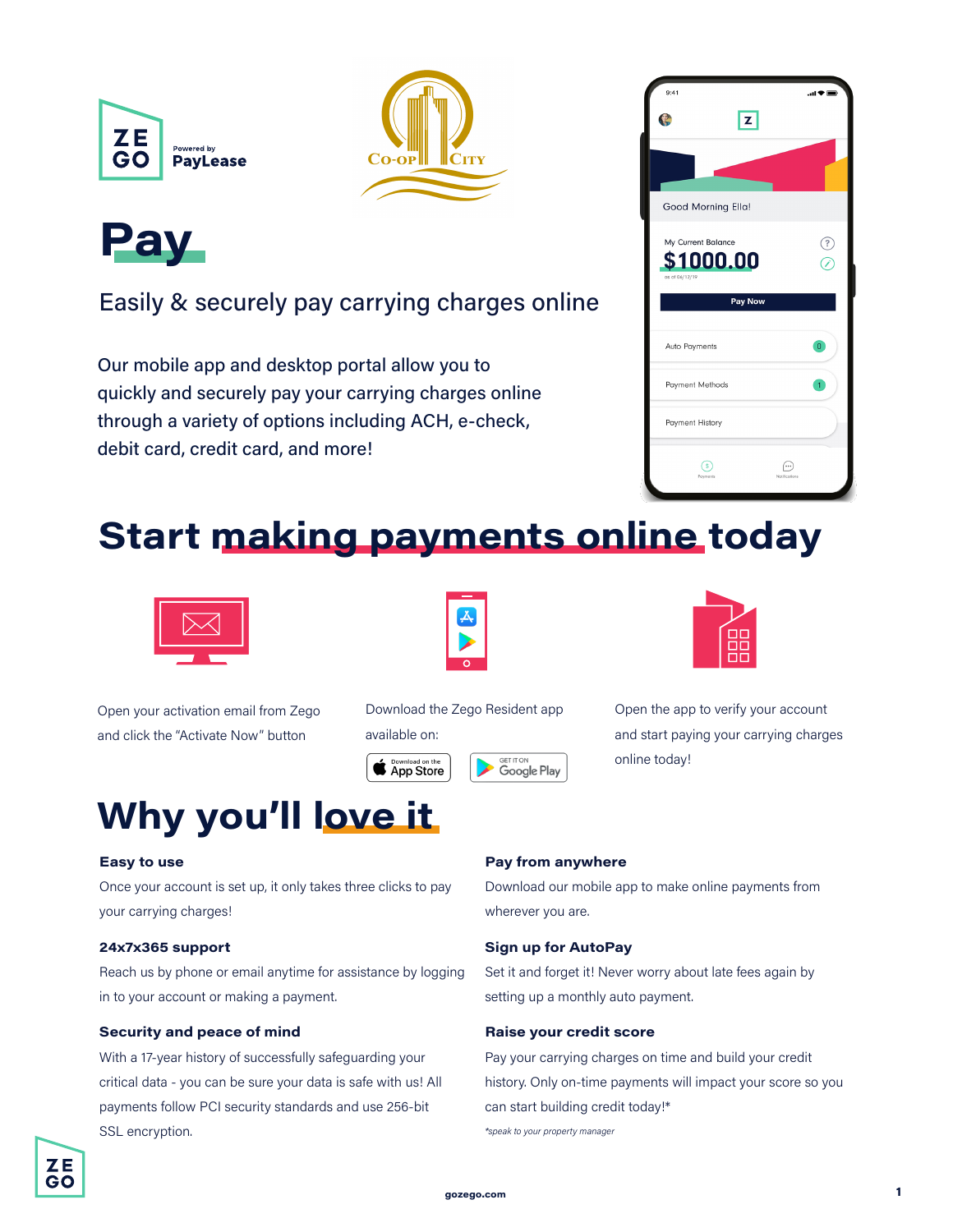ZEGO Powered by PayLease

# Pay

## Easily & securely pay carrying charges online

Our mobile app and desktop portal allow you to quickly and securely pay your carrying charges online through a variety of options including ACH, e-check, debit card, credit card, and more!

# Start making payments online today

Open your activation email from Zego and click the "Activate Now" button

Download the Zego Resident app available on: App Store, Google Play

Open the app to verify your account and start paying your carrying charges online today!

# Why you'll love it

**Easy to use**

Once your account is set up, it only takes three clicks to pay your carrying charges!

**24x7x365 support**

Reach us by phone or email anytime for assistance by logging in to your account or making a payment.

**Security and peace of mind**

With a 17-year history of successfully safeguarding your critical data - you can be sure your data is safe with us! All payments follow PCI security standards and use 256-bit SSL encryption.

**Pay from anywhere**

Download our mobile app to make online payments from wherever you are.

**Sign up for AutoPay**

Set it and forget it! Never worry about late fees again by setting up a monthly auto payment.

**Raise your credit score**

Pay your carrying charges on time and build your credit history. Only on-time payments will impact your score so you can start building credit today!*

*speak to your property manager*

gozego.com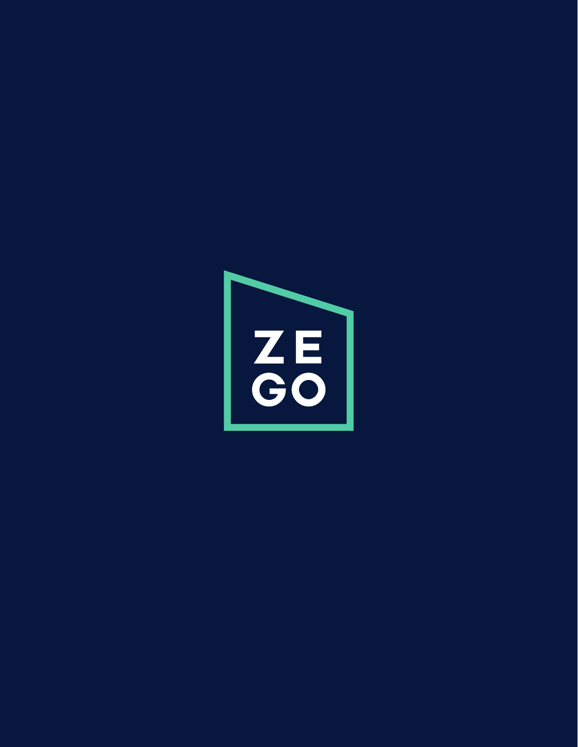ZE
GO